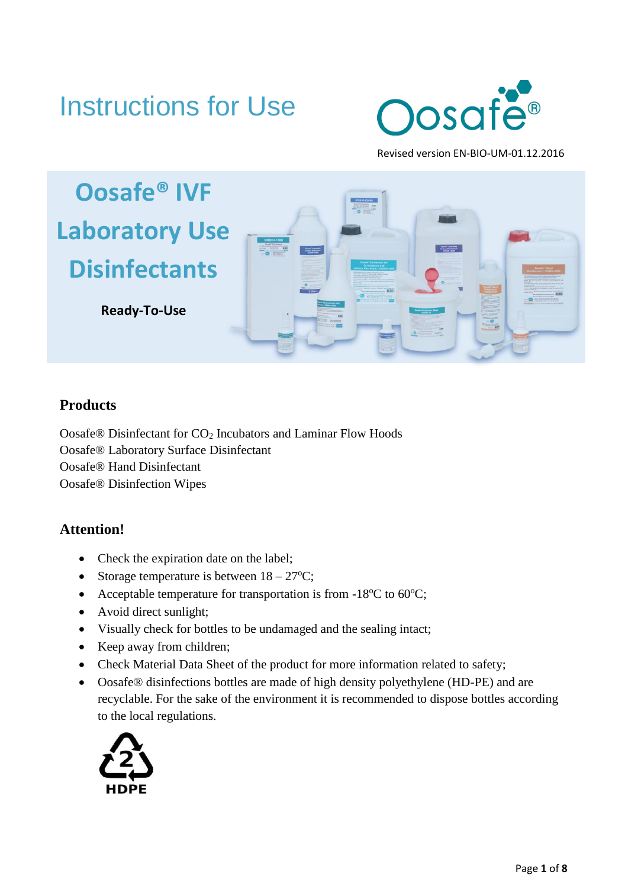# Instructions for Use

Oosafe®

Revised version EN-BIO-UM-01.12.2016

# Oosafe® IVF Laboratory Use Disinfectants

**Ready-To-Use**

## Products

Oosafe® Disinfectant for $CO_2$ Incubators and Laminar Flow Hoods
Oosafe® Laboratory Surface Disinfectant
Oosafe® Hand Disinfectant
Oosafe® Disinfection Wipes

## Attention!

- Check the expiration date on the label;
- Storage temperature is between 18 – 27°C;
- Acceptable temperature for transportation is from -18°C to 60°C;
- Avoid direct sunlight;
- Visually check for bottles to be undamaged and the sealing intact;
- Keep away from children;
- Check Material Data Sheet of the product for more information related to safety;
- Oosafe® disinfections bottles are made of high density polyethylene (HD-PE) and are recyclable. For the sake of the environment it is recommended to dispose bottles according to the local regulations.

2 HDPE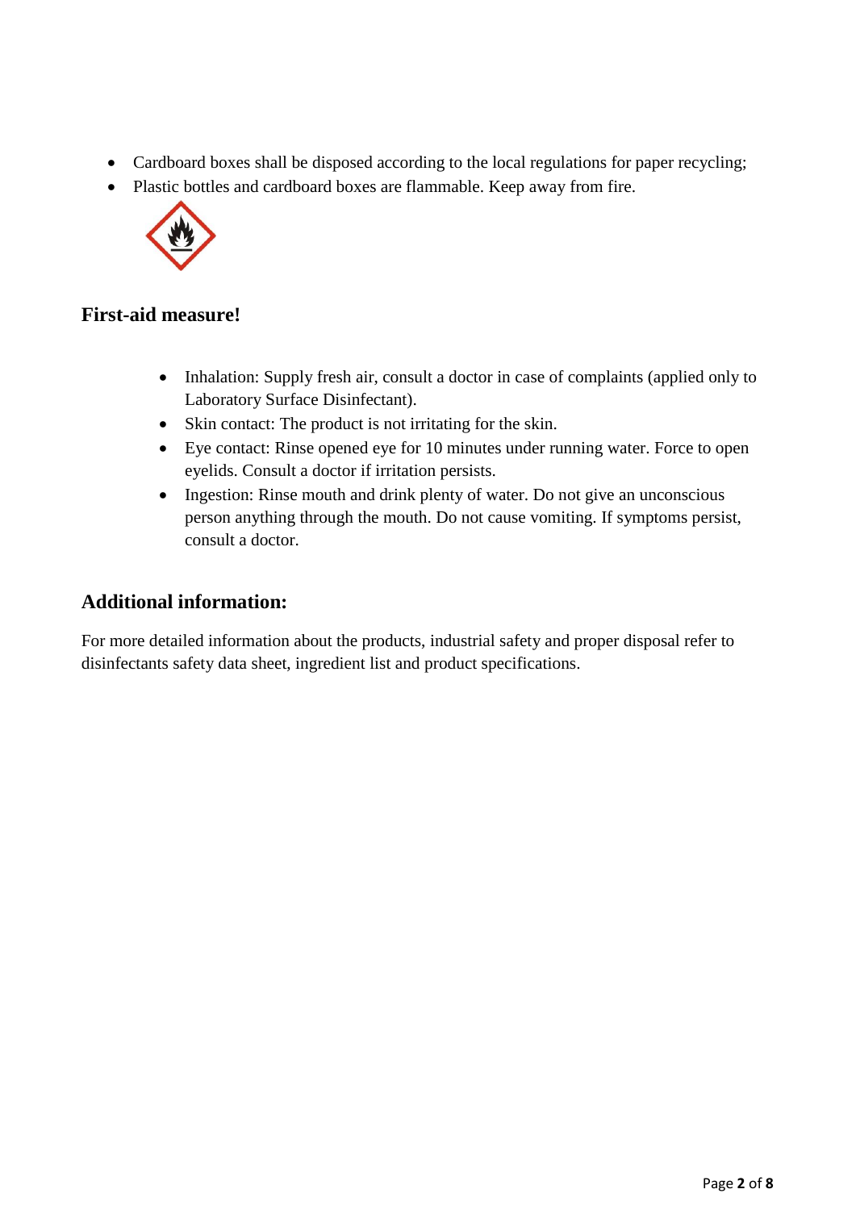- Cardboard boxes shall be disposed according to the local regulations for paper recycling;
- Plastic bottles and cardboard boxes are flammable. Keep away from fire.

## First-aid measure!

- Inhalation: Supply fresh air, consult a doctor in case of complaints (applied only to Laboratory Surface Disinfectant).
- Skin contact: The product is not irritating for the skin.
- Eye contact: Rinse opened eye for 10 minutes under running water. Force to open eyelids. Consult a doctor if irritation persists.
- Ingestion: Rinse mouth and drink plenty of water. Do not give an unconscious person anything through the mouth. Do not cause vomiting. If symptoms persist, consult a doctor.

## Additional information:

For more detailed information about the products, industrial safety and proper disposal refer to disinfectants safety data sheet, ingredient list and product specifications.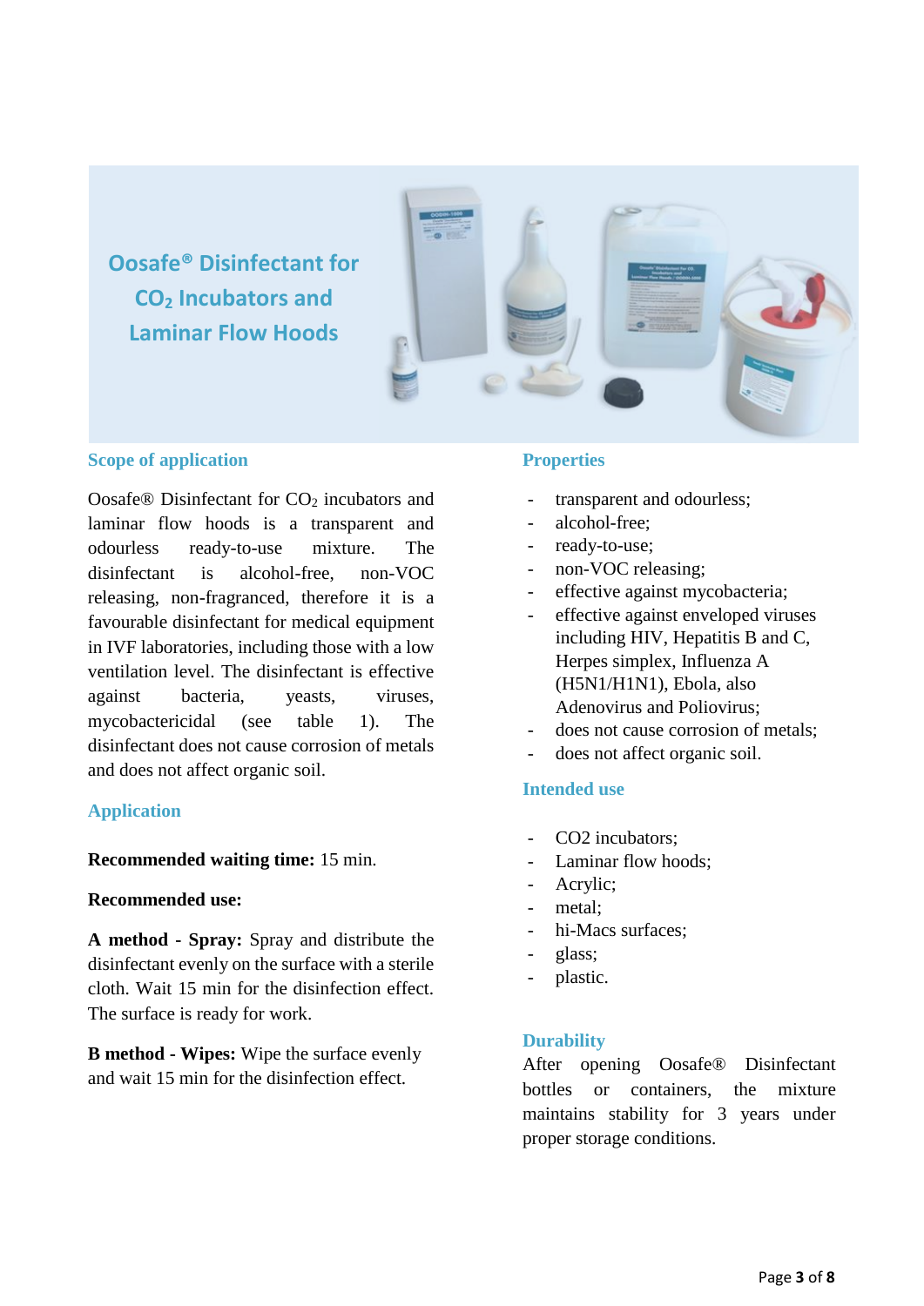# Oosafe® Disinfectant for $CO_2$ Incubators and Laminar Flow Hoods

## Scope of application

Oosafe® Disinfectant for $CO_2$ incubators and laminar flow hoods is a transparent and odourless ready-to-use mixture. The disinfectant is alcohol-free, non-VOC releasing, non-fragranced, therefore it is a favourable disinfectant for medical equipment in IVF laboratories, including those with a low ventilation level. The disinfectant is effective against bacteria, yeasts, viruses, mycobactericidal (see table 1). The disinfectant does not cause corrosion of metals and does not affect organic soil.

## Application

**Recommended waiting time:** 15 min.

**Recommended use:**

**A method - Spray:** Spray and distribute the disinfectant evenly on the surface with a sterile cloth. Wait 15 min for the disinfection effect. The surface is ready for work.

**B method - Wipes:** Wipe the surface evenly and wait 15 min for the disinfection effect.

## Properties

- transparent and odourless;
- alcohol-free;
- ready-to-use;
- non-VOC releasing;
- effective against mycobacteria;
- effective against enveloped viruses including HIV, Hepatitis B and C, Herpes simplex, Influenza A (H5N1/H1N1), Ebola, also Adenovirus and Poliovirus;
- does not cause corrosion of metals;
- does not affect organic soil.

## Intended use

- CO2 incubators;
- Laminar flow hoods;
- Acrylic;
- metal;
- hi-Macs surfaces;
- glass;
- plastic.

## Durability

After opening Oosafe® Disinfectant bottles or containers, the mixture maintains stability for 3 years under proper storage conditions.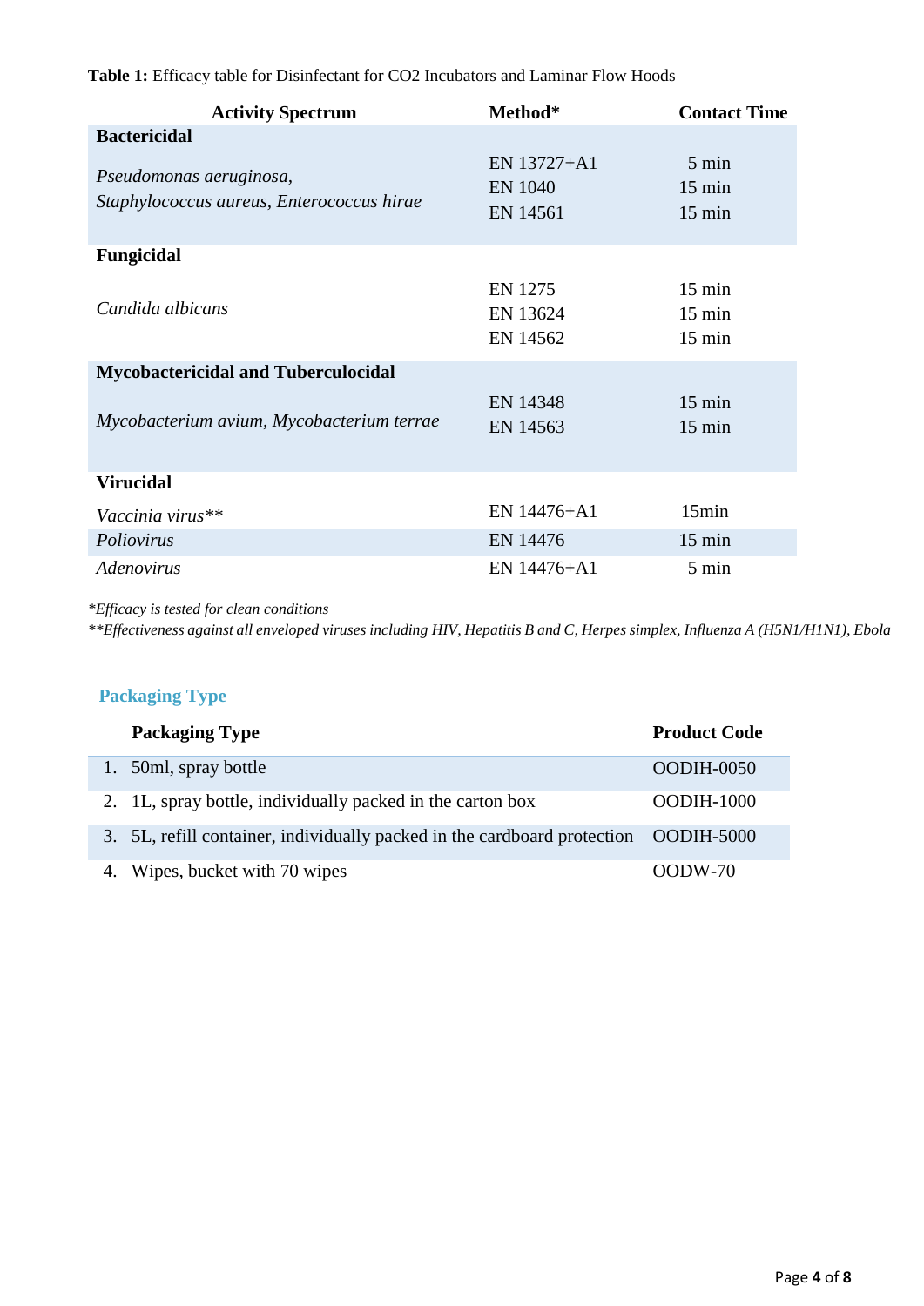**Table 1:** Efficacy table for Disinfectant for CO2 Incubators and Laminar Flow Hoods

| Activity Spectrum | Method* | Contact Time |
|---|---|---|
| **Bactericidal** | | |
| *Pseudomonas aeruginosa, Staphylococcus aureus, Enterococcus hirae* | EN 13727+A1<br>EN 1040<br>EN 14561 | 5 min<br>15 min<br>15 min |
| **Fungicidal** | | |
| *Candida albicans* | EN 1275<br>EN 13624<br>EN 14562 | 15 min<br>15 min<br>15 min |
| **Mycobactericidal and Tuberculocidal** | | |
| *Mycobacterium avium, Mycobacterium terrae* | EN 14348<br>EN 14563 | 15 min<br>15 min |
| **Virucidal** | | |
| *Vaccinia virus*** | EN 14476+A1 | 15min |
| *Poliovirus* | EN 14476 | 15 min |
| *Adenovirus* | EN 14476+A1 | 5 min |

*\*Efficacy is tested for clean conditions*

*\*\*Effectiveness against all enveloped viruses including HIV, Hepatitis B and C, Herpes simplex, Influenza A (H5N1/H1N1), Ebola*

## Packaging Type

| | Packaging Type | Product Code |
|---|---|---|
| 1. | 50ml, spray bottle | OODIH-0050 |
| 2. | 1L, spray bottle, individually packed in the carton box | OODIH-1000 |
| 3. | 5L, refill container, individually packed in the cardboard protection | OODIH-5000 |
| 4. | Wipes, bucket with 70 wipes | OODW-70 |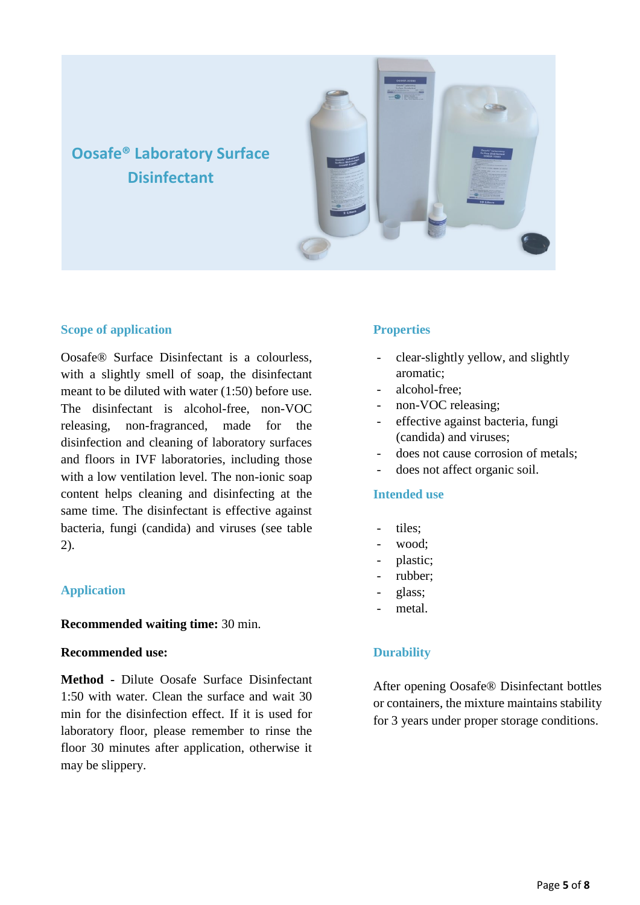# Oosafe® Laboratory Surface Disinfectant

## Scope of application

Oosafe® Surface Disinfectant is a colourless, with a slightly smell of soap, the disinfectant meant to be diluted with water (1:50) before use. The disinfectant is alcohol-free, non-VOC releasing, non-fragranced, made for the disinfection and cleaning of laboratory surfaces and floors in IVF laboratories, including those with a low ventilation level. The non-ionic soap content helps cleaning and disinfecting at the same time. The disinfectant is effective against bacteria, fungi (candida) and viruses (see table 2).

## Application

**Recommended waiting time:** 30 min.

**Recommended use:**

**Method -** Dilute Oosafe Surface Disinfectant 1:50 with water. Clean the surface and wait 30 min for the disinfection effect. If it is used for laboratory floor, please remember to rinse the floor 30 minutes after application, otherwise it may be slippery.

## Properties

- clear-slightly yellow, and slightly aromatic;
- alcohol-free;
- non-VOC releasing;
- effective against bacteria, fungi (candida) and viruses;
- does not cause corrosion of metals;
- does not affect organic soil.

## Intended use

- tiles;
- wood;
- plastic;
- rubber;
- glass;
- metal.

## Durability

After opening Oosafe® Disinfectant bottles or containers, the mixture maintains stability for 3 years under proper storage conditions.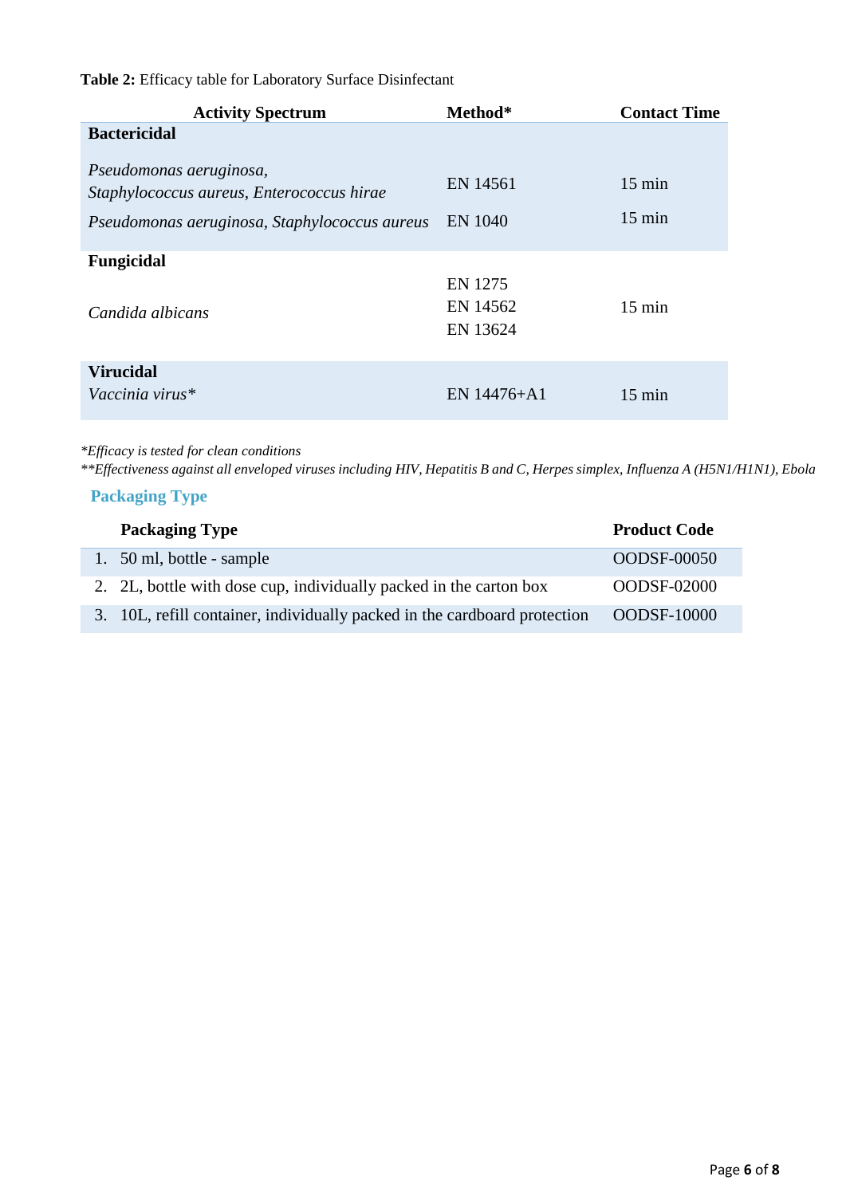**Table 2:** Efficacy table for Laboratory Surface Disinfectant

| Activity Spectrum | Method* | Contact Time |
|---|---|---|
| **Bactericidal** | | |
| *Pseudomonas aeruginosa, Staphylococcus aureus, Enterococcus hirae* | EN 14561 | 15 min |
| *Pseudomonas aeruginosa, Staphylococcus aureus* | EN 1040 | 15 min |
| **Fungicidal** | | |
| *Candida albicans* | EN 1275<br>EN 14562<br>EN 13624 | 15 min |
| **Virucidal** | | |
| *Vaccinia virus** | EN 14476+A1 | 15 min |

**Efficacy is tested for clean conditions*
***Effectiveness against all enveloped viruses including HIV, Hepatitis B and C, Herpes simplex, Influenza A (H5N1/H1N1), Ebola*

## Packaging Type

| | Packaging Type | Product Code |
|---|---|---|
| 1. | 50 ml, bottle - sample | OODSF-00050 |
| 2. | 2L, bottle with dose cup, individually packed in the carton box | OODSF-02000 |
| 3. | 10L, refill container, individually packed in the cardboard protection | OODSF-10000 |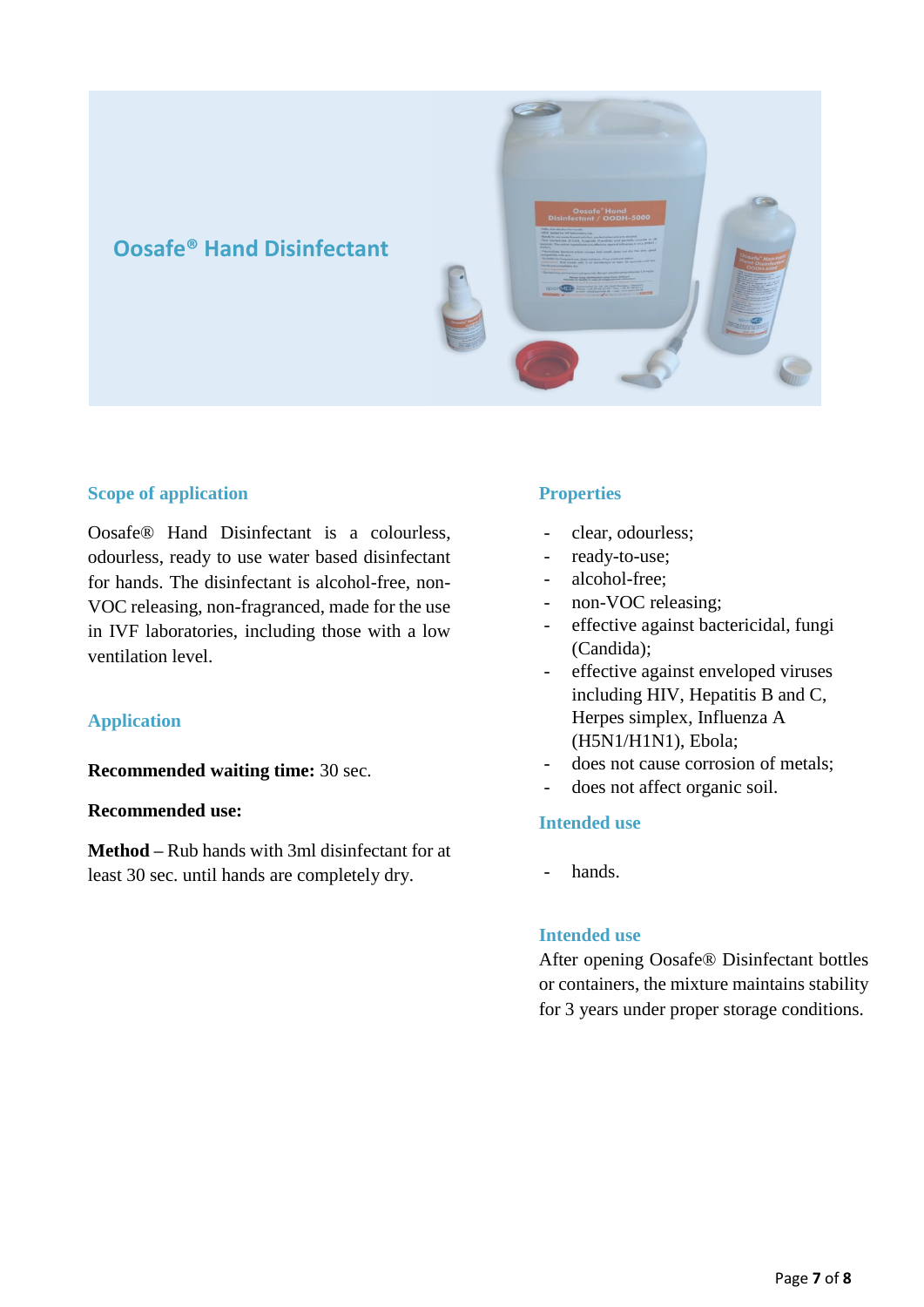# Oosafe® Hand Disinfectant

## Scope of application

Oosafe® Hand Disinfectant is a colourless, odourless, ready to use water based disinfectant for hands. The disinfectant is alcohol-free, non-VOC releasing, non-fragranced, made for the use in IVF laboratories, including those with a low ventilation level.

## Application

**Recommended waiting time:** 30 sec.

**Recommended use:**

**Method** – Rub hands with 3ml disinfectant for at least 30 sec. until hands are completely dry.

## Properties

- clear, odourless;
- ready-to-use;
- alcohol-free;
- non-VOC releasing;
- effective against bactericidal, fungi (Candida);
- effective against enveloped viruses including HIV, Hepatitis B and C, Herpes simplex, Influenza A (H5N1/H1N1), Ebola;
- does not cause corrosion of metals;
- does not affect organic soil.

## Intended use

- hands.

## Intended use

After opening Oosafe® Disinfectant bottles or containers, the mixture maintains stability for 3 years under proper storage conditions.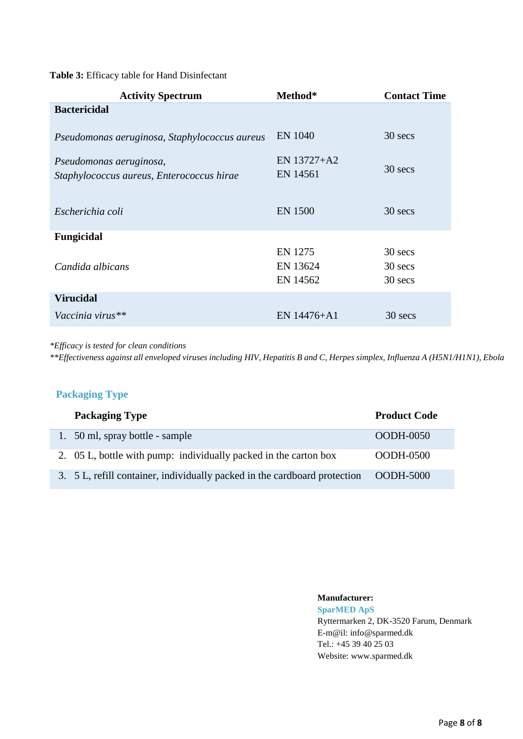**Table 3:** Efficacy table for Hand Disinfectant

| Activity Spectrum | Method* | Contact Time |
|---|---|---|
| **Bactericidal** | | |
| *Pseudomonas aeruginosa, Staphylococcus aureus* | EN 1040 | 30 secs |
| *Pseudomonas aeruginosa, Staphylococcus aureus, Enterococcus hirae* | EN 13727+A2<br>EN 14561 | 30 secs |
| *Escherichia coli* | EN 1500 | 30 secs |
| **Fungicidal** | | |
| *Candida albicans* | EN 1275<br>EN 13624<br>EN 14562 | 30 secs<br>30 secs<br>30 secs |
| **Virucidal** | | |
| *Vaccinia virus*** | EN 14476+A1 | 30 secs |

**Efficacy is tested for clean conditions*

***Effectiveness against all enveloped viruses including HIV, Hepatitis B and C, Herpes simplex, Influenza A (H5N1/H1N1), Ebola*

## Packaging Type

| | Packaging Type | Product Code |
|---|---|---|
| 1. | 50 ml, spray bottle - sample | OODH-0050 |
| 2. | 05 L, bottle with pump: individually packed in the carton box | OODH-0500 |
| 3. | 5 L, refill container, individually packed in the cardboard protection | OODH-5000 |

**Manufacturer:**
**SparMED ApS**
Ryttermarken 2, DK-3520 Farum, Denmark
E-m@il: info@sparmed.dk
Tel.: +45 39 40 25 03
Website: www.sparmed.dk